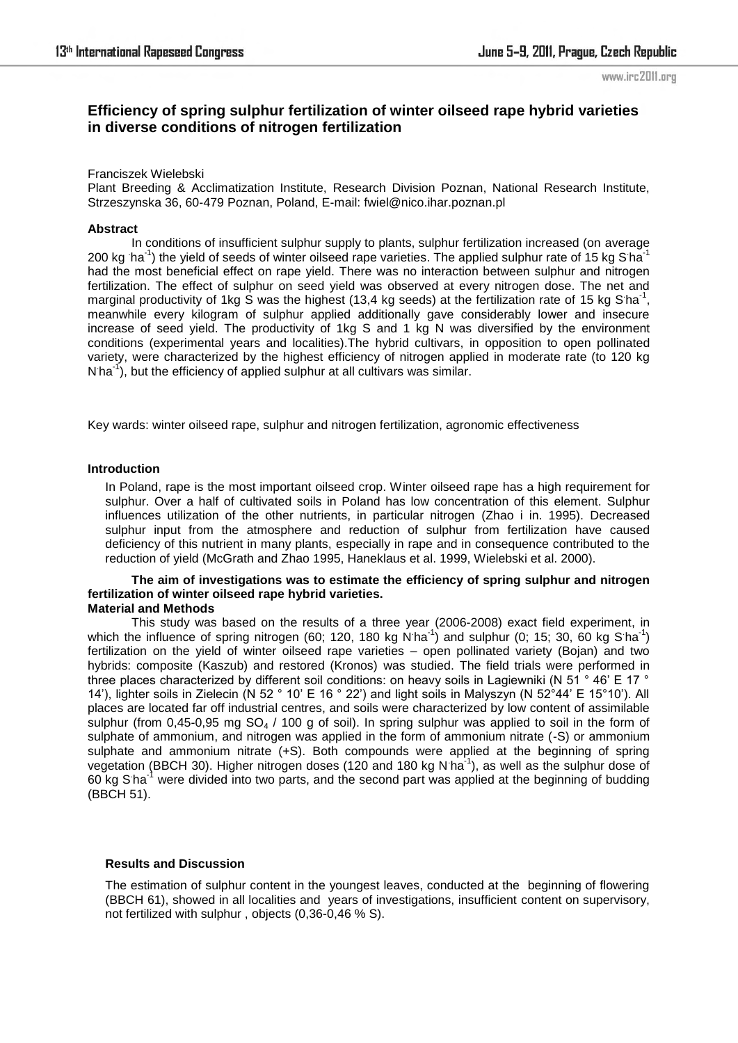# Efficiency of spring sulphur fertilization of winter oilseed rape hybrid varieties in diverse conditions of nitrogen fertilization

Franciszek Wielebski

Plant Breeding & Acclimatization Institute, Research Division Poznan, National Research Institute, Strzeszynska 36, 60-479 Poznan, Poland, E-mail: fwiel@nico.ihar.poznan.pl

### Abstract

In conditions of insufficient sulphur supply to plants, sulphur fertilization increased (on average 200 kg $\cdot ha^{-1}$) the yield of seeds of winter oilseed rape varieties. The applied sulphur rate of 15 kg S$\cdot$ha$^{-1}$ had the most beneficial effect on rape yield. There was no interaction between sulphur and nitrogen fertilization. The effect of sulphur on seed yield was observed at every nitrogen dose. The net and marginal productivity of 1kg S was the highest (13,4 kg seeds) at the fertilization rate of 15 kg S$\cdot$ha$^{-1}$, meanwhile every kilogram of sulphur applied additionally gave considerably lower and insecure increase of seed yield. The productivity of 1kg S and 1 kg N was diversified by the environment conditions (experimental years and localities).The hybrid cultivars, in opposition to open pollinated variety, were characterized by the highest efficiency of nitrogen applied in moderate rate (to 120 kg N$\cdot$ha$^{-1}$), but the efficiency of applied sulphur at all cultivars was similar.

Key wards: winter oilseed rape, sulphur and nitrogen fertilization, agronomic effectiveness

### Introduction

In Poland, rape is the most important oilseed crop. Winter oilseed rape has a high requirement for sulphur. Over a half of cultivated soils in Poland has low concentration of this element. Sulphur influences utilization of the other nutrients, in particular nitrogen (Zhao i in. 1995). Decreased sulphur input from the atmosphere and reduction of sulphur from fertilization have caused deficiency of this nutrient in many plants, especially in rape and in consequence contributed to the reduction of yield (McGrath and Zhao 1995, Haneklaus et al. 1999, Wielebski et al. 2000).

**The aim of investigations was to estimate the efficiency of spring sulphur and nitrogen fertilization of winter oilseed rape hybrid varieties.**

### Material and Methods

This study was based on the results of a three year (2006-2008) exact field experiment, in which the influence of spring nitrogen (60; 120, 180 kg N$\cdot$ha$^{-1}$) and sulphur (0; 15; 30, 60 kg S$\cdot$ha$^{-1}$) fertilization on the yield of winter oilseed rape varieties – open pollinated variety (Bojan) and two hybrids: composite (Kaszub) and restored (Kronos) was studied. The field trials were performed in three places characterized by different soil conditions: on heavy soils in Lagiewniki (N 51 ° 46' E 17 ° 14'), lighter soils in Zielecin (N 52 ° 10' E 16 ° 22') and light soils in Malyszyn (N 52°44' E 15°10'). All places are located far off industrial centres, and soils were characterized by low content of assimilable sulphur (from 0,45-0,95 mg $SO_4$ / 100 g of soil). In spring sulphur was applied to soil in the form of sulphate of ammonium, and nitrogen was applied in the form of ammonium nitrate (-S) or ammonium sulphate and ammonium nitrate (+S). Both compounds were applied at the beginning of spring vegetation (BBCH 30). Higher nitrogen doses (120 and 180 kg N$\cdot$ha$^{-1}$), as well as the sulphur dose of 60 kg S$\cdot$ha$^{-1}$ were divided into two parts, and the second part was applied at the beginning of budding (BBCH 51).

### Results and Discussion

The estimation of sulphur content in the youngest leaves, conducted at the beginning of flowering (BBCH 61), showed in all localities and years of investigations, insufficient content on supervisory, not fertilized with sulphur , objects (0,36-0,46 % S).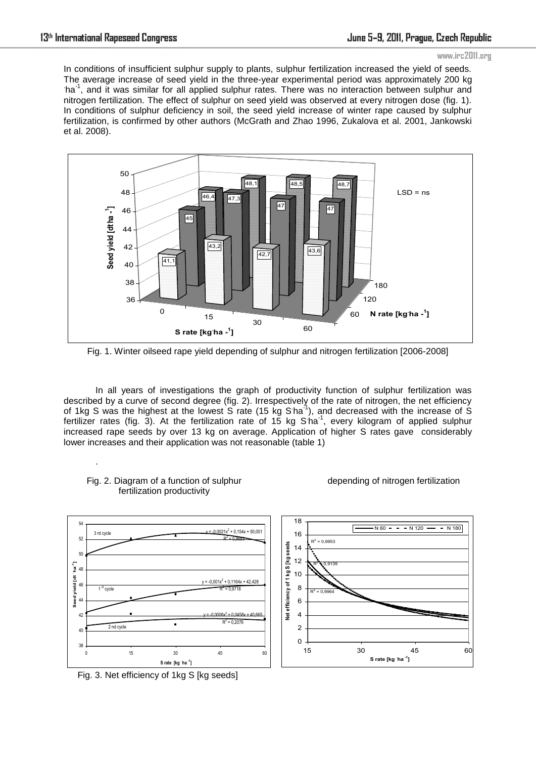In conditions of insufficient sulphur supply to plants, sulphur fertilization increased the yield of seeds. The average increase of seed yield in the three-year experimental period was approximately 200 kg ·ha$^{-1}$, and it was similar for all applied sulphur rates. There was no interaction between sulphur and nitrogen fertilization. The effect of sulphur on seed yield was observed at every nitrogen dose (fig. 1). In conditions of sulphur deficiency in soil, the seed yield increase of winter rape caused by sulphur fertilization, is confirmed by other authors (McGrath and Zhao 1996, Zukalova et al. 2001, Jankowski et al. 2008).

Fig. 1. Winter oilseed rape yield depending of sulphur and nitrogen fertilization [2006-2008]

In all years of investigations the graph of productivity function of sulphur fertilization was described by a curve of second degree (fig. 2). Irrespectively of the rate of nitrogen, the net efficiency of 1kg S was the highest at the lowest S rate (15 kg S·ha$^{-1}$), and decreased with the increase of S fertilizer rates (fig. 3). At the fertilization rate of 15 kg S·ha$^{-1}$, every kilogram of applied sulphur increased rape seeds by over 13 kg on average. Application of higher S rates gave considerably lower increases and their application was not reasonable (table 1)

Fig. 2. Diagram of a function of sulphur fertilization productivity depending of nitrogen fertilization

Fig. 3. Net efficiency of 1kg S [kg seeds]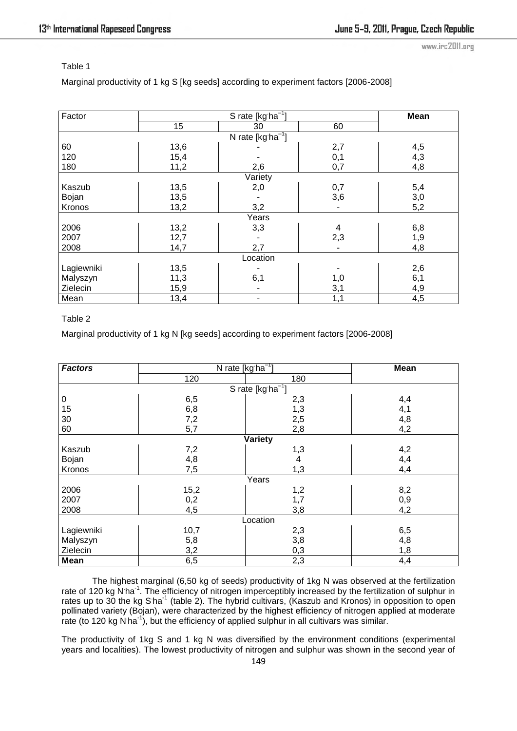Table 1

Marginal productivity of 1 kg S [kg seeds] according to experiment factors [2006-2008]

| Factor | S rate [kg·ha$^{-1}$] | | | Mean |
|---|---|---|---|---|
| | 15 | 30 | 60 | |
| | N rate [kg·ha$^{-1}$] | | | |
| 60 | 13,6 | - | 2,7 | 4,5 |
| 120 | 15,4 | - | 0,1 | 4,3 |
| 180 | 11,2 | 2,6 | 0,7 | 4,8 |
| | Variety | | | |
| Kaszub | 13,5 | 2,0 | 0,7 | 5,4 |
| Bojan | 13,5 | - | 3,6 | 3,0 |
| Kronos | 13,2 | 3,2 | - | 5,2 |
| | Years | | | |
| 2006 | 13,2 | 3,3 | 4 | 6,8 |
| 2007 | 12,7 | - | 2,3 | 1,9 |
| 2008 | 14,7 | 2,7 | - | 4,8 |
| | Location | | | |
| Lagiewniki | 13,5 | - | - | 2,6 |
| Malyszyn | 11,3 | 6,1 | 1,0 | 6,1 |
| Zielecin | 15,9 | - | 3,1 | 4,9 |
| Mean | 13,4 | - | 1,1 | 4,5 |

Table 2

Marginal productivity of 1 kg N [kg seeds] according to experiment factors [2006-2008]

| ***Factors*** | N rate [kg·ha$^{-1}$] | | **Mean** |
|---|---|---|---|
| | 120 | 180 | |
| | S rate [kg·ha$^{-1}$] | | |
| 0 | 6,5 | 2,3 | 4,4 |
| 15 | 6,8 | 1,3 | 4,1 |
| 30 | 7,2 | 2,5 | 4,8 |
| 60 | 5,7 | 2,8 | 4,2 |
| | **Variety** | | |
| Kaszub | 7,2 | 1,3 | 4,2 |
| Bojan | 4,8 | 4 | 4,4 |
| Kronos | 7,5 | 1,3 | 4,4 |
| | Years | | |
| 2006 | 15,2 | 1,2 | 8,2 |
| 2007 | 0,2 | 1,7 | 0,9 |
| 2008 | 4,5 | 3,8 | 4,2 |
| | Location | | |
| Lagiewniki | 10,7 | 2,3 | 6,5 |
| Malyszyn | 5,8 | 3,8 | 4,8 |
| Zielecin | 3,2 | 0,3 | 1,8 |
| **Mean** | 6,5 | 2,3 | 4,4 |

The highest marginal (6,50 kg of seeds) productivity of 1kg N was observed at the fertilization rate of 120 kg N·ha$^{-1}$. The efficiency of nitrogen imperceptibly increased by the fertilization of sulphur in rates up to 30 the kg S·ha$^{-1}$ (table 2). The hybrid cultivars, (Kaszub and Kronos) in opposition to open pollinated variety (Bojan), were characterized by the highest efficiency of nitrogen applied at moderate rate (to 120 kg N·ha$^{-1}$), but the efficiency of applied sulphur in all cultivars was similar.

The productivity of 1kg S and 1 kg N was diversified by the environment conditions (experimental years and localities). The lowest productivity of nitrogen and sulphur was shown in the second year of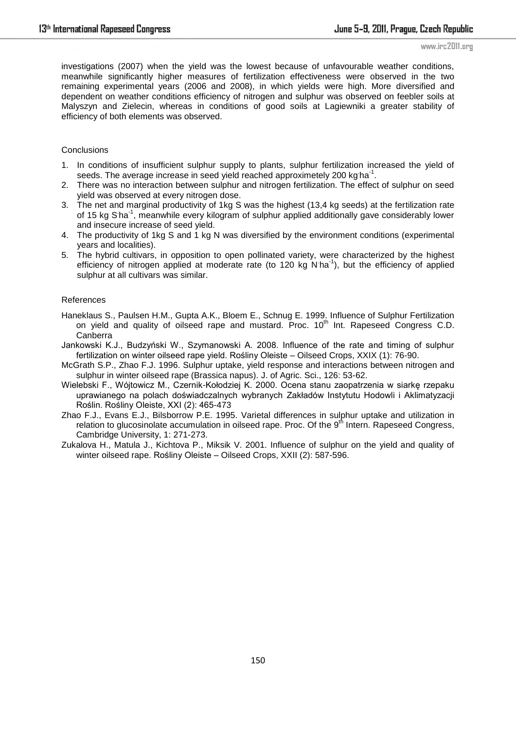investigations (2007) when the yield was the lowest because of unfavourable weather conditions, meanwhile significantly higher measures of fertilization effectiveness were observed in the two remaining experimental years (2006 and 2008), in which yields were high. More diversified and dependent on weather conditions efficiency of nitrogen and sulphur was observed on feebler soils at Malyszyn and Zielecin, whereas in conditions of good soils at Lagiewniki a greater stability of efficiency of both elements was observed.

## Conclusions

1. In conditions of insufficient sulphur supply to plants, sulphur fertilization increased the yield of seeds. The average increase in seed yield reached approximetely 200 kg·ha$^{-1}$.
2. There was no interaction between sulphur and nitrogen fertilization. The effect of sulphur on seed yield was observed at every nitrogen dose.
3. The net and marginal productivity of 1kg S was the highest (13,4 kg seeds) at the fertilization rate of 15 kg S·ha$^{-1}$, meanwhile every kilogram of sulphur applied additionally gave considerably lower and insecure increase of seed yield.
4. The productivity of 1kg S and 1 kg N was diversified by the environment conditions (experimental years and localities).
5. The hybrid cultivars, in opposition to open pollinated variety, were characterized by the highest efficiency of nitrogen applied at moderate rate (to 120 kg N·ha$^{-1}$), but the efficiency of applied sulphur at all cultivars was similar.

## References

Haneklaus S., Paulsen H.M., Gupta A.K., Bloem E., Schnug E. 1999. Influence of Sulphur Fertilization on yield and quality of oilseed rape and mustard. Proc. 10th Int. Rapeseed Congress C.D. Canberra

Jankowski K.J., Budzyński W., Szymanowski A. 2008. Influence of the rate and timing of sulphur fertilization on winter oilseed rape yield. Rośliny Oleiste – Oilseed Crops, XXIX (1): 76-90.

McGrath S.P., Zhao F.J. 1996. Sulphur uptake, yield response and interactions between nitrogen and sulphur in winter oilseed rape (Brassica napus). J. of Agric. Sci., 126: 53-62.

Wielebski F., Wójtowicz M., Czernik-Kołodziej K. 2000. Ocena stanu zaopatrzenia w siarkę rzepaku uprawianego na polach doświadczalnych wybranych Zakładów Instytutu Hodowli i Aklimatyzacji Roślin. Rośliny Oleiste, XXI (2): 465-473

Zhao F.J., Evans E.J., Bilsborrow P.E. 1995. Varietal differences in sulphur uptake and utilization in relation to glucosinolate accumulation in oilseed rape. Proc. Of the 9th Intern. Rapeseed Congress, Cambridge University, 1: 271-273.

Zukalova H., Matula J., Kichtova P., Miksik V. 2001. Influence of sulphur on the yield and quality of winter oilseed rape. Rośliny Oleiste – Oilseed Crops, XXII (2): 587-596.